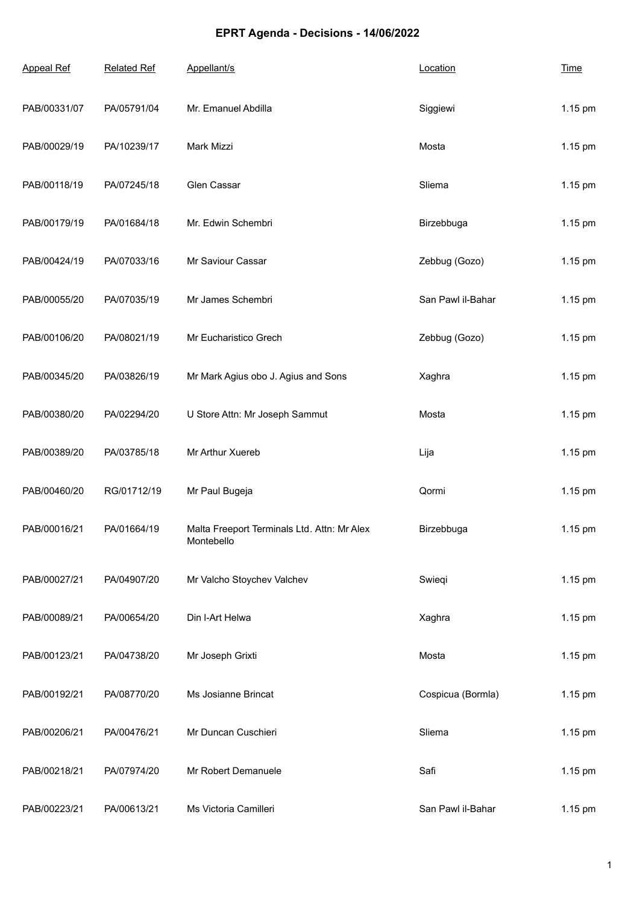# EPRT Agenda - Decisions - 14/06/2022

| Appeal Ref | Related Ref | Appellant/s | Location | Time |
|---|---|---|---|---|
| PAB/00331/07 | PA/05791/04 | Mr. Emanuel Abdilla | Siggiewi | 1.15 pm |
| PAB/00029/19 | PA/10239/17 | Mark Mizzi | Mosta | 1.15 pm |
| PAB/00118/19 | PA/07245/18 | Glen Cassar | Sliema | 1.15 pm |
| PAB/00179/19 | PA/01684/18 | Mr. Edwin Schembri | Birzebbuga | 1.15 pm |
| PAB/00424/19 | PA/07033/16 | Mr Saviour Cassar | Zebbug (Gozo) | 1.15 pm |
| PAB/00055/20 | PA/07035/19 | Mr James Schembri | San Pawl il-Bahar | 1.15 pm |
| PAB/00106/20 | PA/08021/19 | Mr Eucharistico Grech | Zebbug (Gozo) | 1.15 pm |
| PAB/00345/20 | PA/03826/19 | Mr Mark Agius obo J. Agius and Sons | Xaghra | 1.15 pm |
| PAB/00380/20 | PA/02294/20 | U Store Attn: Mr Joseph Sammut | Mosta | 1.15 pm |
| PAB/00389/20 | PA/03785/18 | Mr Arthur Xuereb | Lija | 1.15 pm |
| PAB/00460/20 | RG/01712/19 | Mr Paul Bugeja | Qormi | 1.15 pm |
| PAB/00016/21 | PA/01664/19 | Malta Freeport Terminals Ltd. Attn: Mr Alex Montebello | Birzebbuga | 1.15 pm |
| PAB/00027/21 | PA/04907/20 | Mr Valcho Stoychev Valchev | Swieqi | 1.15 pm |
| PAB/00089/21 | PA/00654/20 | Din l-Art Helwa | Xaghra | 1.15 pm |
| PAB/00123/21 | PA/04738/20 | Mr Joseph Grixti | Mosta | 1.15 pm |
| PAB/00192/21 | PA/08770/20 | Ms Josianne Brincat | Cospicua (Bormla) | 1.15 pm |
| PAB/00206/21 | PA/00476/21 | Mr Duncan Cuschieri | Sliema | 1.15 pm |
| PAB/00218/21 | PA/07974/20 | Mr Robert Demanuele | Safi | 1.15 pm |
| PAB/00223/21 | PA/00613/21 | Ms Victoria Camilleri | San Pawl il-Bahar | 1.15 pm |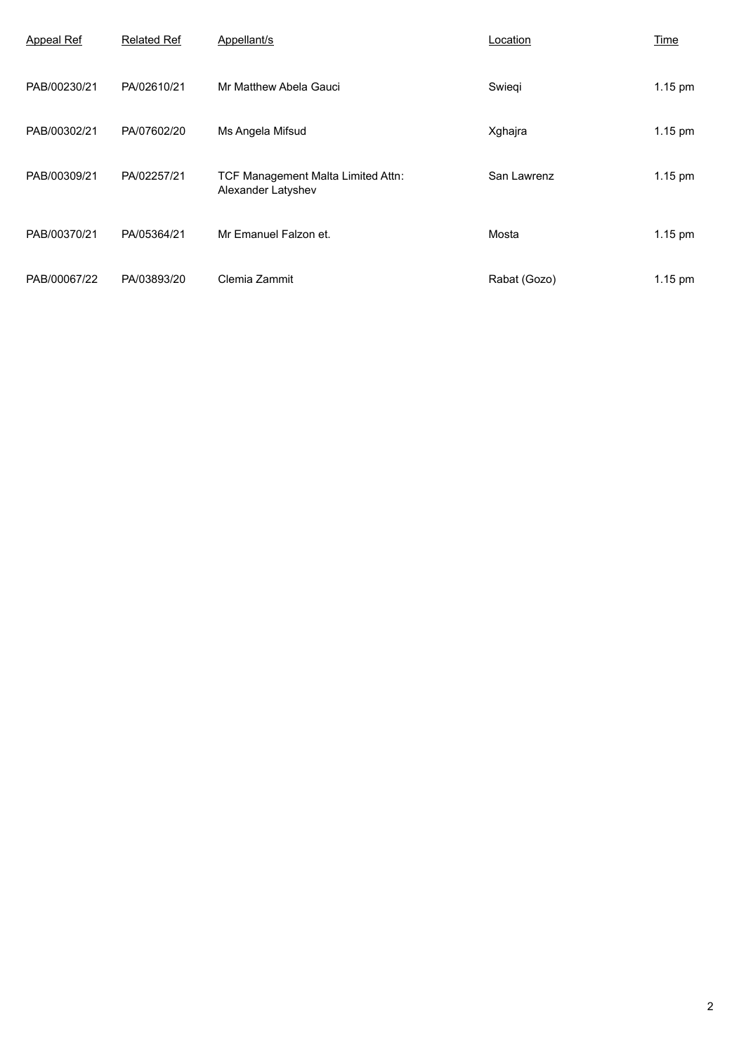| Appeal Ref | Related Ref | Appellant/s | Location | Time |
| --- | --- | --- | --- | --- |
| PAB/00230/21 | PA/02610/21 | Mr Matthew Abela Gauci | Swieqi | 1.15 pm |
| PAB/00302/21 | PA/07602/20 | Ms Angela Mifsud | Xghajra | 1.15 pm |
| PAB/00309/21 | PA/02257/21 | TCF Management Malta Limited Attn: Alexander Latyshev | San Lawrenz | 1.15 pm |
| PAB/00370/21 | PA/05364/21 | Mr Emanuel Falzon et. | Mosta | 1.15 pm |
| PAB/00067/22 | PA/03893/20 | Clemia Zammit | Rabat (Gozo) | 1.15 pm |